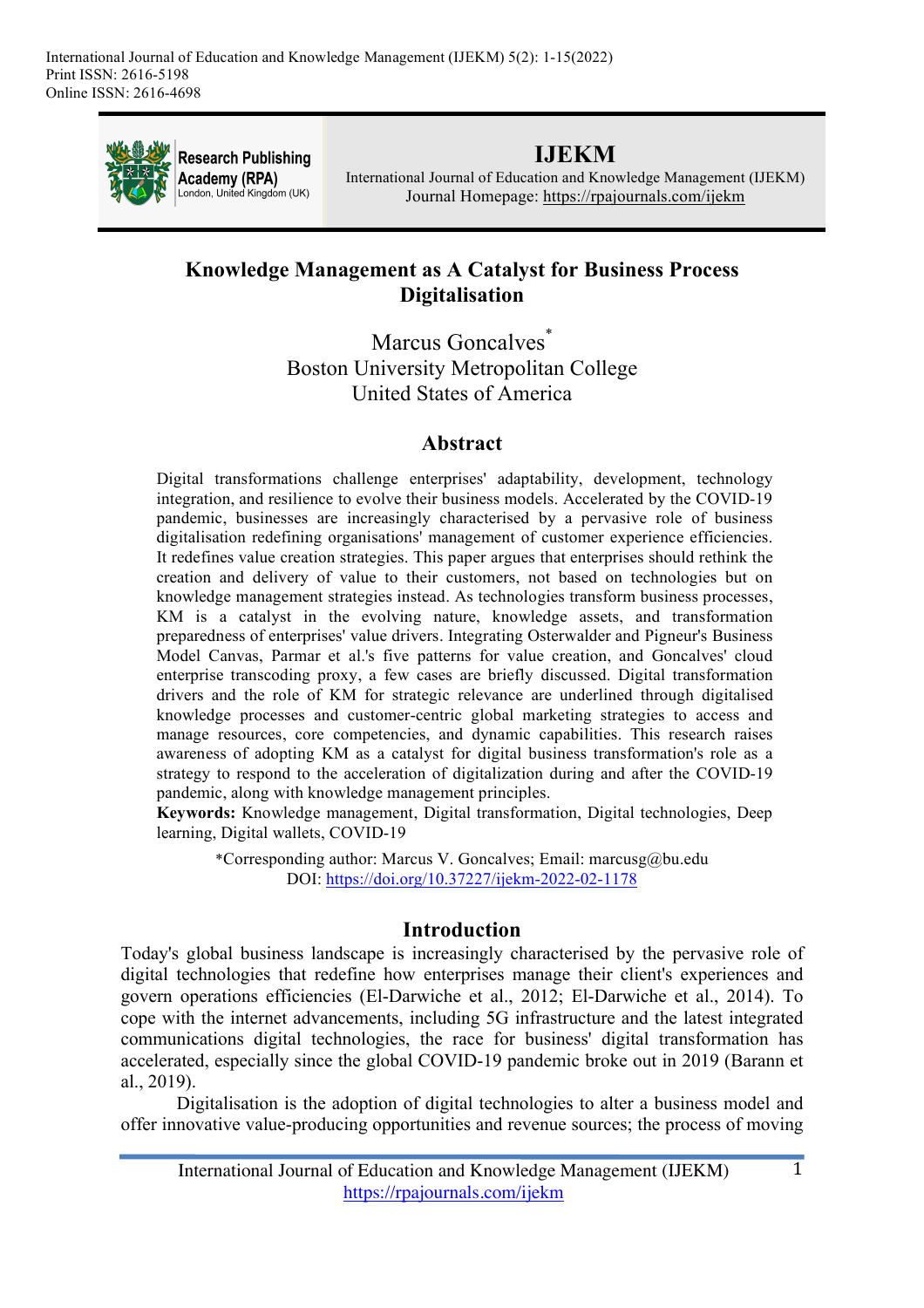# Knowledge Management as A Catalyst for Business Process Digitalisation

Marcus Goncalves*
Boston University Metropolitan College
United States of America

## Abstract

Digital transformations challenge enterprises' adaptability, development, technology integration, and resilience to evolve their business models. Accelerated by the COVID-19 pandemic, businesses are increasingly characterised by a pervasive role of business digitalisation redefining organisations' management of customer experience efficiencies. It redefines value creation strategies. This paper argues that enterprises should rethink the creation and delivery of value to their customers, not based on technologies but on knowledge management strategies instead. As technologies transform business processes, KM is a catalyst in the evolving nature, knowledge assets, and transformation preparedness of enterprises' value drivers. Integrating Osterwalder and Pigneur's Business Model Canvas, Parmar et al.'s five patterns for value creation, and Goncalves' cloud enterprise transcoding proxy, a few cases are briefly discussed. Digital transformation drivers and the role of KM for strategic relevance are underlined through digitalised knowledge processes and customer-centric global marketing strategies to access and manage resources, core competencies, and dynamic capabilities. This research raises awareness of adopting KM as a catalyst for digital business transformation's role as a strategy to respond to the acceleration of digitalization during and after the COVID-19 pandemic, along with knowledge management principles.

**Keywords:** Knowledge management, Digital transformation, Digital technologies, Deep learning, Digital wallets, COVID-19

*Corresponding author: Marcus V. Goncalves; Email: marcusg@bu.edu
DOI: https://doi.org/10.37227/ijekm-2022-02-1178

## Introduction

Today's global business landscape is increasingly characterised by the pervasive role of digital technologies that redefine how enterprises manage their client's experiences and govern operations efficiencies (El-Darwiche et al., 2012; El-Darwiche et al., 2014). To cope with the internet advancements, including 5G infrastructure and the latest integrated communications digital technologies, the race for business' digital transformation has accelerated, especially since the global COVID-19 pandemic broke out in 2019 (Barann et al., 2019).

Digitalisation is the adoption of digital technologies to alter a business model and offer innovative value-producing opportunities and revenue sources; the process of moving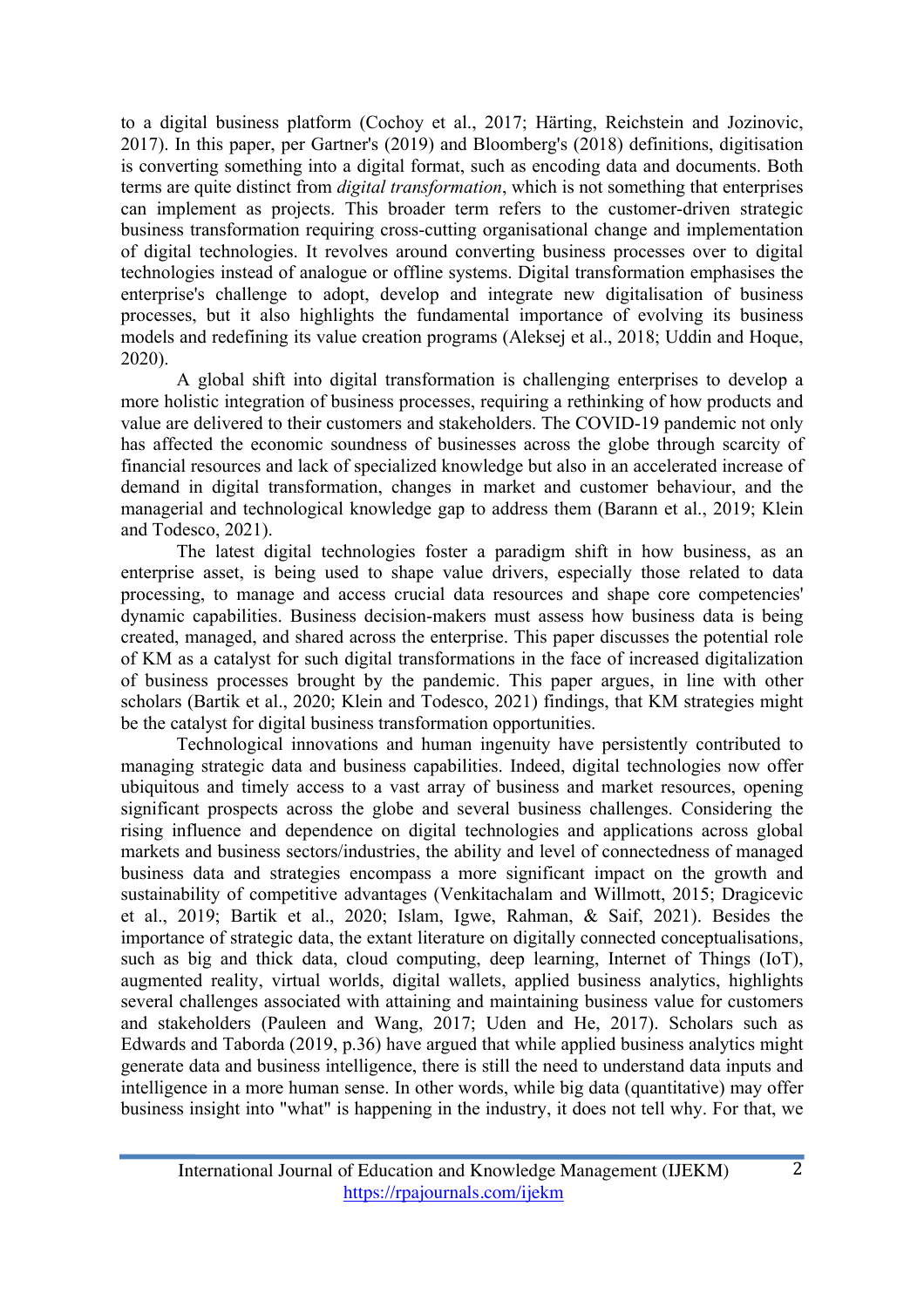to a digital business platform (Cochoy et al., 2017; Härting, Reichstein and Jozinovic, 2017). In this paper, per Gartner's (2019) and Bloomberg's (2018) definitions, digitisation is converting something into a digital format, such as encoding data and documents. Both terms are quite distinct from *digital transformation*, which is not something that enterprises can implement as projects. This broader term refers to the customer-driven strategic business transformation requiring cross-cutting organisational change and implementation of digital technologies. It revolves around converting business processes over to digital technologies instead of analogue or offline systems. Digital transformation emphasises the enterprise's challenge to adopt, develop and integrate new digitalisation of business processes, but it also highlights the fundamental importance of evolving its business models and redefining its value creation programs (Aleksej et al., 2018; Uddin and Hoque, 2020).

A global shift into digital transformation is challenging enterprises to develop a more holistic integration of business processes, requiring a rethinking of how products and value are delivered to their customers and stakeholders. The COVID-19 pandemic not only has affected the economic soundness of businesses across the globe through scarcity of financial resources and lack of specialized knowledge but also in an accelerated increase of demand in digital transformation, changes in market and customer behaviour, and the managerial and technological knowledge gap to address them (Barann et al., 2019; Klein and Todesco, 2021).

The latest digital technologies foster a paradigm shift in how business, as an enterprise asset, is being used to shape value drivers, especially those related to data processing, to manage and access crucial data resources and shape core competencies' dynamic capabilities. Business decision-makers must assess how business data is being created, managed, and shared across the enterprise. This paper discusses the potential role of KM as a catalyst for such digital transformations in the face of increased digitalization of business processes brought by the pandemic. This paper argues, in line with other scholars (Bartik et al., 2020; Klein and Todesco, 2021) findings, that KM strategies might be the catalyst for digital business transformation opportunities.

Technological innovations and human ingenuity have persistently contributed to managing strategic data and business capabilities. Indeed, digital technologies now offer ubiquitous and timely access to a vast array of business and market resources, opening significant prospects across the globe and several business challenges. Considering the rising influence and dependence on digital technologies and applications across global markets and business sectors/industries, the ability and level of connectedness of managed business data and strategies encompass a more significant impact on the growth and sustainability of competitive advantages (Venkitachalam and Willmott, 2015; Dragicevic et al., 2019; Bartik et al., 2020; Islam, Igwe, Rahman, & Saif, 2021). Besides the importance of strategic data, the extant literature on digitally connected conceptualisations, such as big and thick data, cloud computing, deep learning, Internet of Things (IoT), augmented reality, virtual worlds, digital wallets, applied business analytics, highlights several challenges associated with attaining and maintaining business value for customers and stakeholders (Pauleen and Wang, 2017; Uden and He, 2017). Scholars such as Edwards and Taborda (2019, p.36) have argued that while applied business analytics might generate data and business intelligence, there is still the need to understand data inputs and intelligence in a more human sense. In other words, while big data (quantitative) may offer business insight into "what" is happening in the industry, it does not tell why. For that, we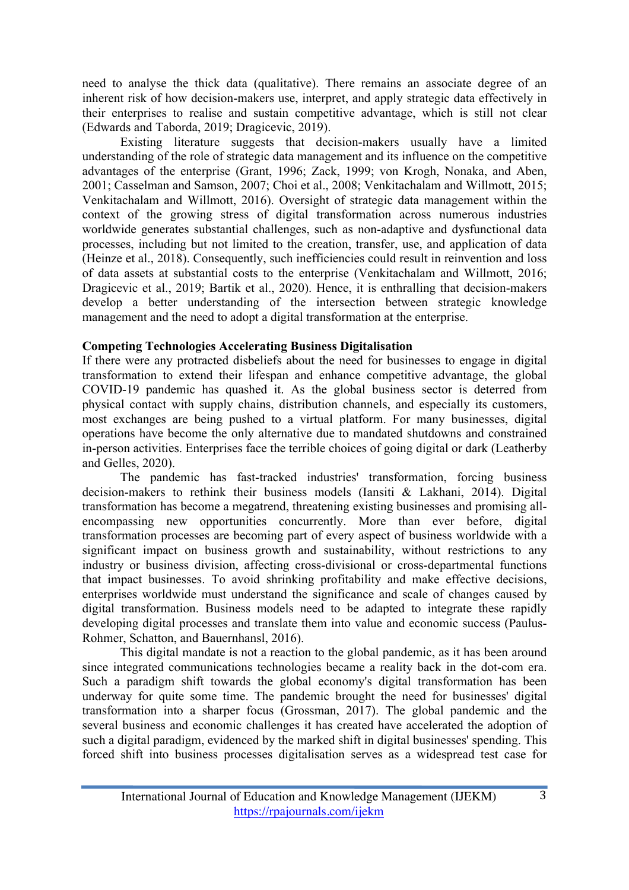need to analyse the thick data (qualitative). There remains an associate degree of an inherent risk of how decision-makers use, interpret, and apply strategic data effectively in their enterprises to realise and sustain competitive advantage, which is still not clear (Edwards and Taborda, 2019; Dragicevic, 2019).

Existing literature suggests that decision-makers usually have a limited understanding of the role of strategic data management and its influence on the competitive advantages of the enterprise (Grant, 1996; Zack, 1999; von Krogh, Nonaka, and Aben, 2001; Casselman and Samson, 2007; Choi et al., 2008; Venkitachalam and Willmott, 2015; Venkitachalam and Willmott, 2016). Oversight of strategic data management within the context of the growing stress of digital transformation across numerous industries worldwide generates substantial challenges, such as non-adaptive and dysfunctional data processes, including but not limited to the creation, transfer, use, and application of data (Heinze et al., 2018). Consequently, such inefficiencies could result in reinvention and loss of data assets at substantial costs to the enterprise (Venkitachalam and Willmott, 2016; Dragicevic et al., 2019; Bartik et al., 2020). Hence, it is enthralling that decision-makers develop a better understanding of the intersection between strategic knowledge management and the need to adopt a digital transformation at the enterprise.

**Competing Technologies Accelerating Business Digitalisation**

If there were any protracted disbeliefs about the need for businesses to engage in digital transformation to extend their lifespan and enhance competitive advantage, the global COVID-19 pandemic has quashed it. As the global business sector is deterred from physical contact with supply chains, distribution channels, and especially its customers, most exchanges are being pushed to a virtual platform. For many businesses, digital operations have become the only alternative due to mandated shutdowns and constrained in-person activities. Enterprises face the terrible choices of going digital or dark (Leatherby and Gelles, 2020).

The pandemic has fast-tracked industries' transformation, forcing business decision-makers to rethink their business models (Iansiti & Lakhani, 2014). Digital transformation has become a megatrend, threatening existing businesses and promising all-encompassing new opportunities concurrently. More than ever before, digital transformation processes are becoming part of every aspect of business worldwide with a significant impact on business growth and sustainability, without restrictions to any industry or business division, affecting cross-divisional or cross-departmental functions that impact businesses. To avoid shrinking profitability and make effective decisions, enterprises worldwide must understand the significance and scale of changes caused by digital transformation. Business models need to be adapted to integrate these rapidly developing digital processes and translate them into value and economic success (Paulus-Rohmer, Schatton, and Bauernhansl, 2016).

This digital mandate is not a reaction to the global pandemic, as it has been around since integrated communications technologies became a reality back in the dot-com era. Such a paradigm shift towards the global economy's digital transformation has been underway for quite some time. The pandemic brought the need for businesses' digital transformation into a sharper focus (Grossman, 2017). The global pandemic and the several business and economic challenges it has created have accelerated the adoption of such a digital paradigm, evidenced by the marked shift in digital businesses' spending. This forced shift into business processes digitalisation serves as a widespread test case for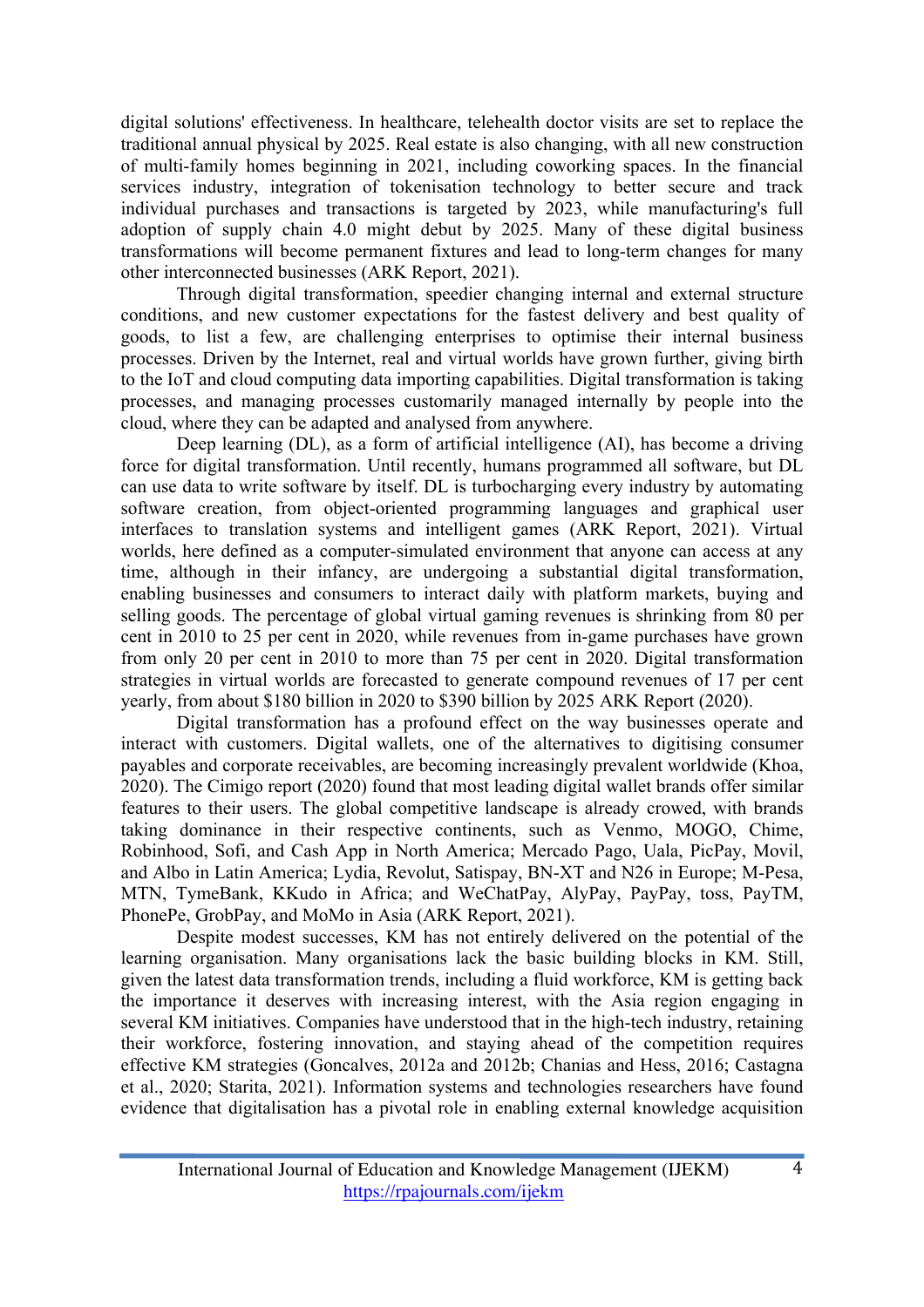digital solutions' effectiveness. In healthcare, telehealth doctor visits are set to replace the traditional annual physical by 2025. Real estate is also changing, with all new construction of multi-family homes beginning in 2021, including coworking spaces. In the financial services industry, integration of tokenisation technology to better secure and track individual purchases and transactions is targeted by 2023, while manufacturing's full adoption of supply chain 4.0 might debut by 2025. Many of these digital business transformations will become permanent fixtures and lead to long-term changes for many other interconnected businesses (ARK Report, 2021).

Through digital transformation, speedier changing internal and external structure conditions, and new customer expectations for the fastest delivery and best quality of goods, to list a few, are challenging enterprises to optimise their internal business processes. Driven by the Internet, real and virtual worlds have grown further, giving birth to the IoT and cloud computing data importing capabilities. Digital transformation is taking processes, and managing processes customarily managed internally by people into the cloud, where they can be adapted and analysed from anywhere.

Deep learning (DL), as a form of artificial intelligence (AI), has become a driving force for digital transformation. Until recently, humans programmed all software, but DL can use data to write software by itself. DL is turbocharging every industry by automating software creation, from object-oriented programming languages and graphical user interfaces to translation systems and intelligent games (ARK Report, 2021). Virtual worlds, here defined as a computer-simulated environment that anyone can access at any time, although in their infancy, are undergoing a substantial digital transformation, enabling businesses and consumers to interact daily with platform markets, buying and selling goods. The percentage of global virtual gaming revenues is shrinking from 80 per cent in 2010 to 25 per cent in 2020, while revenues from in-game purchases have grown from only 20 per cent in 2010 to more than 75 per cent in 2020. Digital transformation strategies in virtual worlds are forecasted to generate compound revenues of 17 per cent yearly, from about $180 billion in 2020 to $390 billion by 2025 ARK Report (2020).

Digital transformation has a profound effect on the way businesses operate and interact with customers. Digital wallets, one of the alternatives to digitising consumer payables and corporate receivables, are becoming increasingly prevalent worldwide (Khoa, 2020). The Cimigo report (2020) found that most leading digital wallet brands offer similar features to their users. The global competitive landscape is already crowded, with brands taking dominance in their respective continents, such as Venmo, MOGO, Chime, Robinhood, Sofi, and Cash App in North America; Mercado Pago, Uala, PicPay, Movil, and Albo in Latin America; Lydia, Revolut, Satispay, BN-XT and N26 in Europe; M-Pesa, MTN, TymeBank, KKudo in Africa; and WeChatPay, AlyPay, PayPay, toss, PayTM, PhonePe, GrobPay, and MoMo in Asia (ARK Report, 2021).

Despite modest successes, KM has not entirely delivered on the potential of the learning organisation. Many organisations lack the basic building blocks in KM. Still, given the latest data transformation trends, including a fluid workforce, KM is getting back the importance it deserves with increasing interest, with the Asia region engaging in several KM initiatives. Companies have understood that in the high-tech industry, retaining their workforce, fostering innovation, and staying ahead of the competition requires effective KM strategies (Goncalves, 2012a and 2012b; Chanias and Hess, 2016; Castagna et al., 2020; Starita, 2021). Information systems and technologies researchers have found evidence that digitalisation has a pivotal role in enabling external knowledge acquisition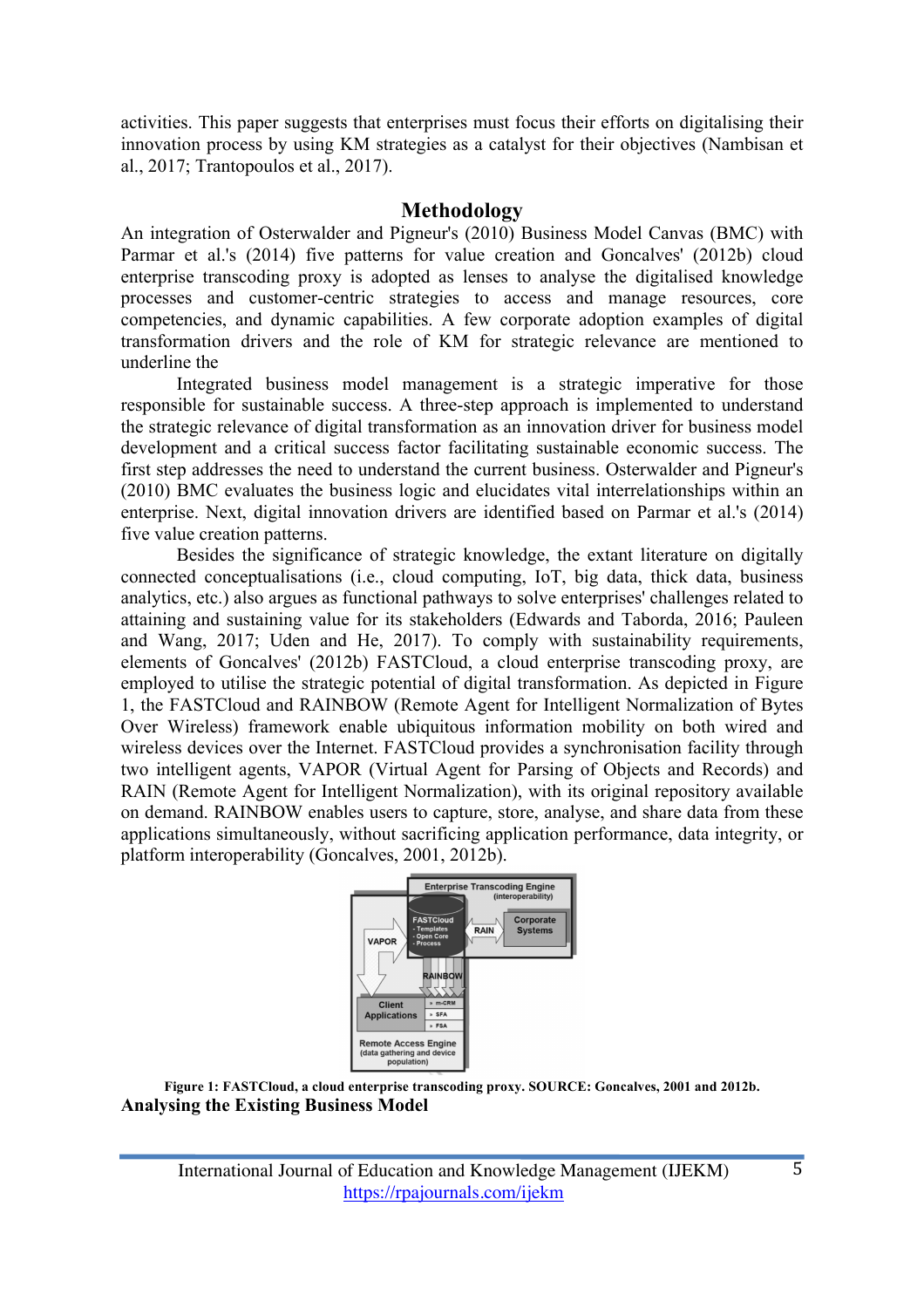activities. This paper suggests that enterprises must focus their efforts on digitalising their innovation process by using KM strategies as a catalyst for their objectives (Nambisan et al., 2017; Trantopoulos et al., 2017).

## Methodology

An integration of Osterwalder and Pigneur's (2010) Business Model Canvas (BMC) with Parmar et al.'s (2014) five patterns for value creation and Goncalves' (2012b) cloud enterprise transcoding proxy is adopted as lenses to analyse the digitalised knowledge processes and customer-centric strategies to access and manage resources, core competencies, and dynamic capabilities. A few corporate adoption examples of digital transformation drivers and the role of KM for strategic relevance are mentioned to underline the

Integrated business model management is a strategic imperative for those responsible for sustainable success. A three-step approach is implemented to understand the strategic relevance of digital transformation as an innovation driver for business model development and a critical success factor facilitating sustainable economic success. The first step addresses the need to understand the current business. Osterwalder and Pigneur's (2010) BMC evaluates the business logic and elucidates vital interrelationships within an enterprise. Next, digital innovation drivers are identified based on Parmar et al.'s (2014) five value creation patterns.

Besides the significance of strategic knowledge, the extant literature on digitally connected conceptualisations (i.e., cloud computing, IoT, big data, thick data, business analytics, etc.) also argues as functional pathways to solve enterprises' challenges related to attaining and sustaining value for its stakeholders (Edwards and Taborda, 2016; Pauleen and Wang, 2017; Uden and He, 2017). To comply with sustainability requirements, elements of Goncalves' (2012b) FASTCloud, a cloud enterprise transcoding proxy, are employed to utilise the strategic potential of digital transformation. As depicted in Figure 1, the FASTCloud and RAINBOW (Remote Agent for Intelligent Normalization of Bytes Over Wireless) framework enable ubiquitous information mobility on both wired and wireless devices over the Internet. FASTCloud provides a synchronisation facility through two intelligent agents, VAPOR (Virtual Agent for Parsing of Objects and Records) and RAIN (Remote Agent for Intelligent Normalization), with its original repository available on demand. RAINBOW enables users to capture, store, analyse, and share data from these applications simultaneously, without sacrificing application performance, data integrity, or platform interoperability (Goncalves, 2001, 2012b).

**Figure 1: FASTCloud, a cloud enterprise transcoding proxy. SOURCE: Goncalves, 2001 and 2012b.**

### Analysing the Existing Business Model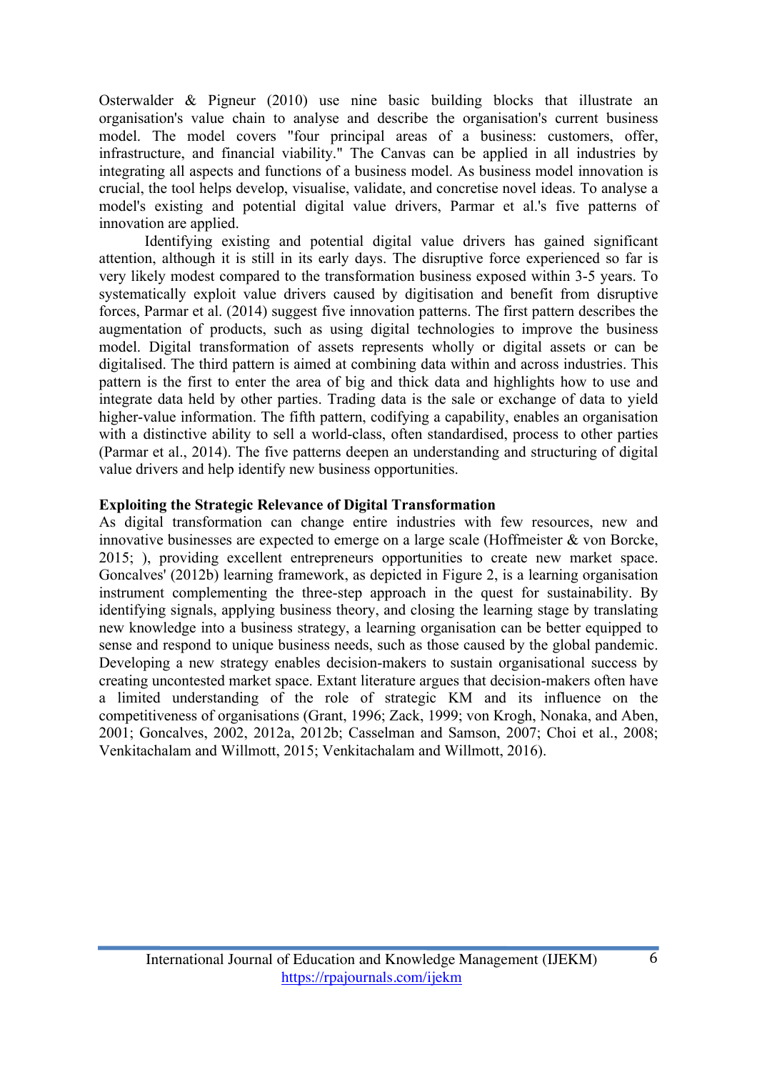Osterwalder & Pigneur (2010) use nine basic building blocks that illustrate an organisation's value chain to analyse and describe the organisation's current business model. The model covers "four principal areas of a business: customers, offer, infrastructure, and financial viability." The Canvas can be applied in all industries by integrating all aspects and functions of a business model. As business model innovation is crucial, the tool helps develop, visualise, validate, and concretise novel ideas. To analyse a model's existing and potential digital value drivers, Parmar et al.'s five patterns of innovation are applied.

Identifying existing and potential digital value drivers has gained significant attention, although it is still in its early days. The disruptive force experienced so far is very likely modest compared to the transformation business exposed within 3-5 years. To systematically exploit value drivers caused by digitisation and benefit from disruptive forces, Parmar et al. (2014) suggest five innovation patterns. The first pattern describes the augmentation of products, such as using digital technologies to improve the business model. Digital transformation of assets represents wholly or digital assets or can be digitalised. The third pattern is aimed at combining data within and across industries. This pattern is the first to enter the area of big and thick data and highlights how to use and integrate data held by other parties. Trading data is the sale or exchange of data to yield higher-value information. The fifth pattern, codifying a capability, enables an organisation with a distinctive ability to sell a world-class, often standardised, process to other parties (Parmar et al., 2014). The five patterns deepen an understanding and structuring of digital value drivers and help identify new business opportunities.

**Exploiting the Strategic Relevance of Digital Transformation**

As digital transformation can change entire industries with few resources, new and innovative businesses are expected to emerge on a large scale (Hoffmeister & von Borcke, 2015; ), providing excellent entrepreneurs opportunities to create new market space. Goncalves' (2012b) learning framework, as depicted in Figure 2, is a learning organisation instrument complementing the three-step approach in the quest for sustainability. By identifying signals, applying business theory, and closing the learning stage by translating new knowledge into a business strategy, a learning organisation can be better equipped to sense and respond to unique business needs, such as those caused by the global pandemic. Developing a new strategy enables decision-makers to sustain organisational success by creating uncontested market space. Extant literature argues that decision-makers often have a limited understanding of the role of strategic KM and its influence on the competitiveness of organisations (Grant, 1996; Zack, 1999; von Krogh, Nonaka, and Aben, 2001; Goncalves, 2002, 2012a, 2012b; Casselman and Samson, 2007; Choi et al., 2008; Venkitachalam and Willmott, 2015; Venkitachalam and Willmott, 2016).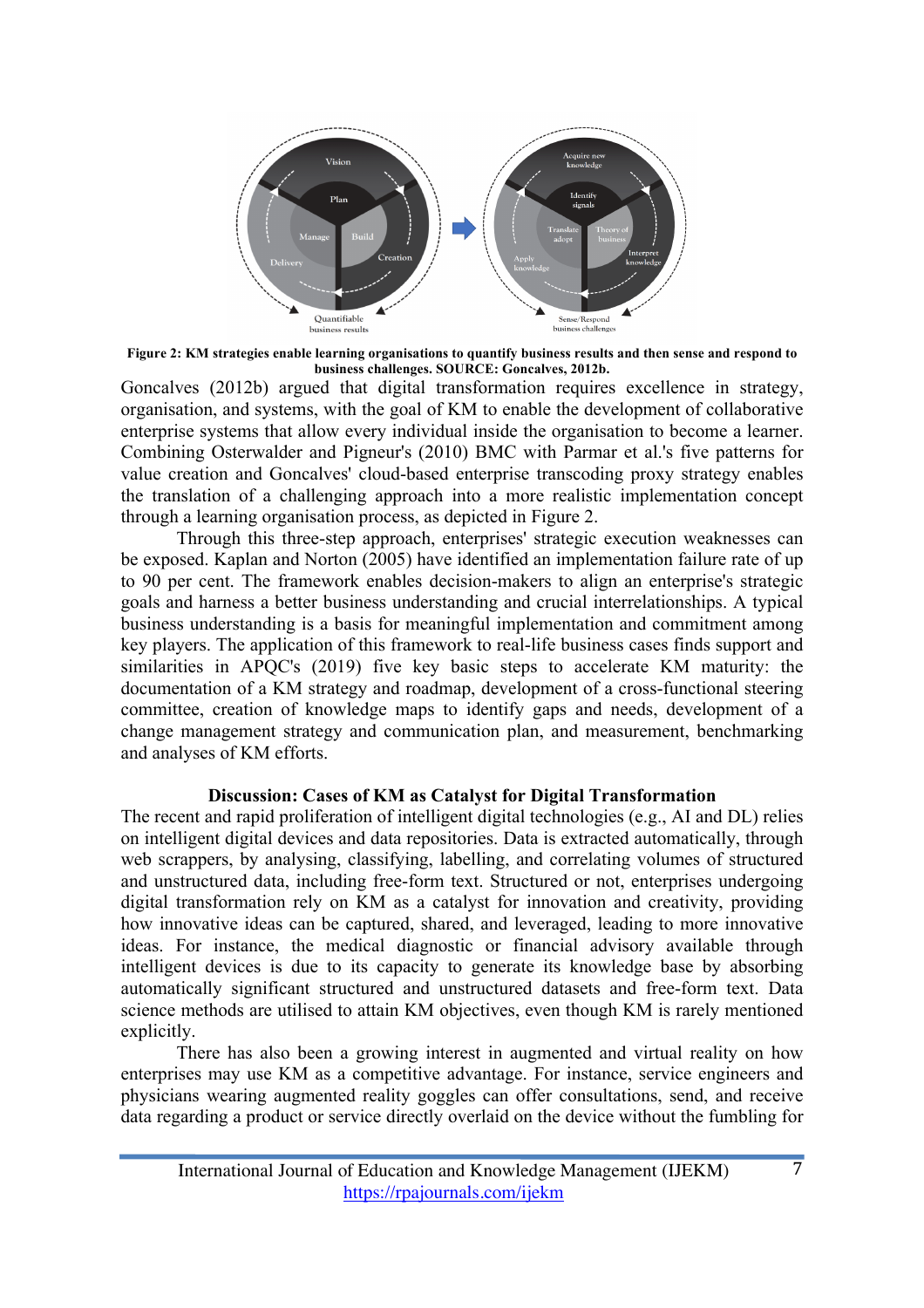**Figure 2: KM strategies enable learning organisations to quantify business results and then sense and respond to business challenges. SOURCE: Goncalves, 2012b.**

Goncalves (2012b) argued that digital transformation requires excellence in strategy, organisation, and systems, with the goal of KM to enable the development of collaborative enterprise systems that allow every individual inside the organisation to become a learner. Combining Osterwalder and Pigneur's (2010) BMC with Parmar et al.'s five patterns for value creation and Goncalves' cloud-based enterprise transcoding proxy strategy enables the translation of a challenging approach into a more realistic implementation concept through a learning organisation process, as depicted in Figure 2.

Through this three-step approach, enterprises' strategic execution weaknesses can be exposed. Kaplan and Norton (2005) have identified an implementation failure rate of up to 90 per cent. The framework enables decision-makers to align an enterprise's strategic goals and harness a better business understanding and crucial interrelationships. A typical business understanding is a basis for meaningful implementation and commitment among key players. The application of this framework to real-life business cases finds support and similarities in APQC's (2019) five key basic steps to accelerate KM maturity: the documentation of a KM strategy and roadmap, development of a cross-functional steering committee, creation of knowledge maps to identify gaps and needs, development of a change management strategy and communication plan, and measurement, benchmarking and analyses of KM efforts.

## Discussion: Cases of KM as Catalyst for Digital Transformation

The recent and rapid proliferation of intelligent digital technologies (e.g., AI and DL) relies on intelligent digital devices and data repositories. Data is extracted automatically, through web scrappers, by analysing, classifying, labelling, and correlating volumes of structured and unstructured data, including free-form text. Structured or not, enterprises undergoing digital transformation rely on KM as a catalyst for innovation and creativity, providing how innovative ideas can be captured, shared, and leveraged, leading to more innovative ideas. For instance, the medical diagnostic or financial advisory available through intelligent devices is due to its capacity to generate its knowledge base by absorbing automatically significant structured and unstructured datasets and free-form text. Data science methods are utilised to attain KM objectives, even though KM is rarely mentioned explicitly.

There has also been a growing interest in augmented and virtual reality on how enterprises may use KM as a competitive advantage. For instance, service engineers and physicians wearing augmented reality goggles can offer consultations, send, and receive data regarding a product or service directly overlaid on the device without the fumbling for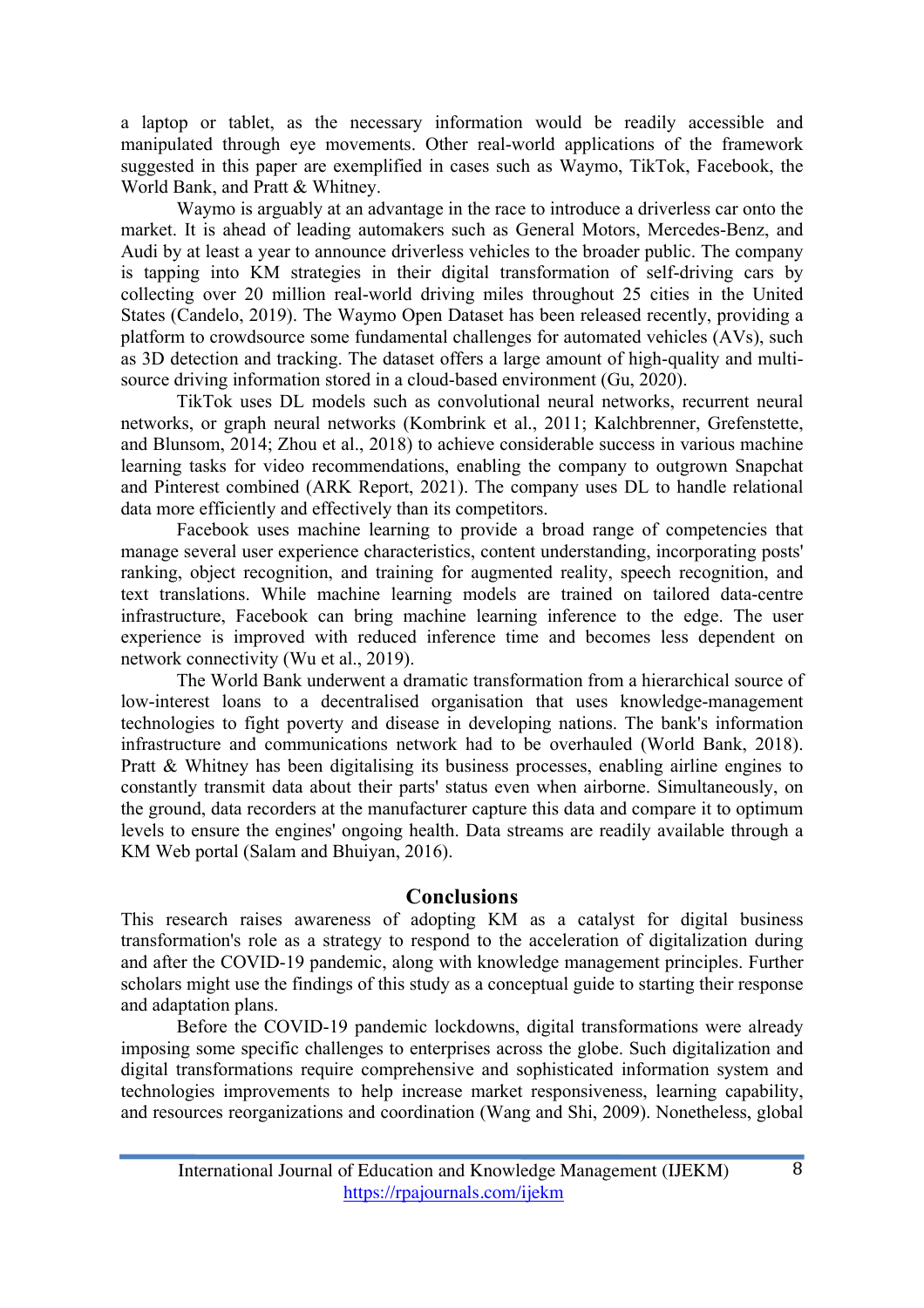a laptop or tablet, as the necessary information would be readily accessible and manipulated through eye movements. Other real-world applications of the framework suggested in this paper are exemplified in cases such as Waymo, TikTok, Facebook, the World Bank, and Pratt & Whitney.

Waymo is arguably at an advantage in the race to introduce a driverless car onto the market. It is ahead of leading automakers such as General Motors, Mercedes-Benz, and Audi by at least a year to announce driverless vehicles to the broader public. The company is tapping into KM strategies in their digital transformation of self-driving cars by collecting over 20 million real-world driving miles throughout 25 cities in the United States (Candelo, 2019). The Waymo Open Dataset has been released recently, providing a platform to crowdsource some fundamental challenges for automated vehicles (AVs), such as 3D detection and tracking. The dataset offers a large amount of high-quality and multi-source driving information stored in a cloud-based environment (Gu, 2020).

TikTok uses DL models such as convolutional neural networks, recurrent neural networks, or graph neural networks (Kombrink et al., 2011; Kalchbrenner, Grefenstette, and Blunsom, 2014; Zhou et al., 2018) to achieve considerable success in various machine learning tasks for video recommendations, enabling the company to outgrown Snapchat and Pinterest combined (ARK Report, 2021). The company uses DL to handle relational data more efficiently and effectively than its competitors.

Facebook uses machine learning to provide a broad range of competencies that manage several user experience characteristics, content understanding, incorporating posts' ranking, object recognition, and training for augmented reality, speech recognition, and text translations. While machine learning models are trained on tailored data-centre infrastructure, Facebook can bring machine learning inference to the edge. The user experience is improved with reduced inference time and becomes less dependent on network connectivity (Wu et al., 2019).

The World Bank underwent a dramatic transformation from a hierarchical source of low-interest loans to a decentralised organisation that uses knowledge-management technologies to fight poverty and disease in developing nations. The bank's information infrastructure and communications network had to be overhauled (World Bank, 2018). Pratt & Whitney has been digitalising its business processes, enabling airline engines to constantly transmit data about their parts' status even when airborne. Simultaneously, on the ground, data recorders at the manufacturer capture this data and compare it to optimum levels to ensure the engines' ongoing health. Data streams are readily available through a KM Web portal (Salam and Bhuiyan, 2016).

## Conclusions

This research raises awareness of adopting KM as a catalyst for digital business transformation's role as a strategy to respond to the acceleration of digitalization during and after the COVID-19 pandemic, along with knowledge management principles. Further scholars might use the findings of this study as a conceptual guide to starting their response and adaptation plans.

Before the COVID-19 pandemic lockdowns, digital transformations were already imposing some specific challenges to enterprises across the globe. Such digitalization and digital transformations require comprehensive and sophisticated information system and technologies improvements to help increase market responsiveness, learning capability, and resources reorganizations and coordination (Wang and Shi, 2009). Nonetheless, global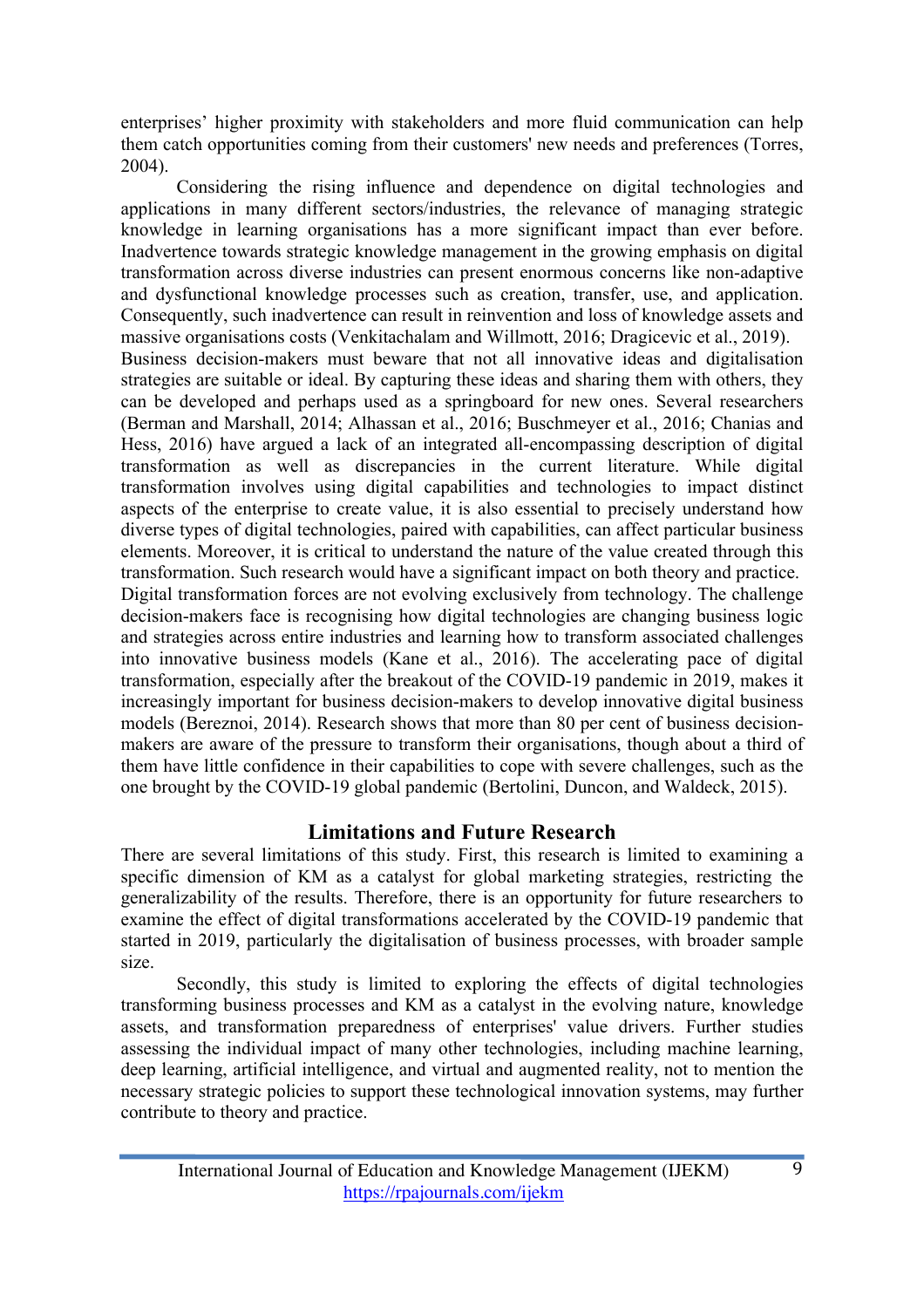enterprises' higher proximity with stakeholders and more fluid communication can help them catch opportunities coming from their customers' new needs and preferences (Torres, 2004).

Considering the rising influence and dependence on digital technologies and applications in many different sectors/industries, the relevance of managing strategic knowledge in learning organisations has a more significant impact than ever before. Inadvertence towards strategic knowledge management in the growing emphasis on digital transformation across diverse industries can present enormous concerns like non-adaptive and dysfunctional knowledge processes such as creation, transfer, use, and application. Consequently, such inadvertence can result in reinvention and loss of knowledge assets and massive organisations costs (Venkitachalam and Willmott, 2016; Dragicevic et al., 2019).

Business decision-makers must beware that not all innovative ideas and digitalisation strategies are suitable or ideal. By capturing these ideas and sharing them with others, they can be developed and perhaps used as a springboard for new ones. Several researchers (Berman and Marshall, 2014; Alhassan et al., 2016; Buschmeyer et al., 2016; Chanias and Hess, 2016) have argued a lack of an integrated all-encompassing description of digital transformation as well as discrepancies in the current literature. While digital transformation involves using digital capabilities and technologies to impact distinct aspects of the enterprise to create value, it is also essential to precisely understand how diverse types of digital technologies, paired with capabilities, can affect particular business elements. Moreover, it is critical to understand the nature of the value created through this transformation. Such research would have a significant impact on both theory and practice.

Digital transformation forces are not evolving exclusively from technology. The challenge decision-makers face is recognising how digital technologies are changing business logic and strategies across entire industries and learning how to transform associated challenges into innovative business models (Kane et al., 2016). The accelerating pace of digital transformation, especially after the breakout of the COVID-19 pandemic in 2019, makes it increasingly important for business decision-makers to develop innovative digital business models (Bereznoi, 2014). Research shows that more than 80 per cent of business decision-makers are aware of the pressure to transform their organisations, though about a third of them have little confidence in their capabilities to cope with severe challenges, such as the one brought by the COVID-19 global pandemic (Bertolini, Duncon, and Waldeck, 2015).

## Limitations and Future Research

There are several limitations of this study. First, this research is limited to examining a specific dimension of KM as a catalyst for global marketing strategies, restricting the generalizability of the results. Therefore, there is an opportunity for future researchers to examine the effect of digital transformations accelerated by the COVID-19 pandemic that started in 2019, particularly the digitalisation of business processes, with broader sample size.

Secondly, this study is limited to exploring the effects of digital technologies transforming business processes and KM as a catalyst in the evolving nature, knowledge assets, and transformation preparedness of enterprises' value drivers. Further studies assessing the individual impact of many other technologies, including machine learning, deep learning, artificial intelligence, and virtual and augmented reality, not to mention the necessary strategic policies to support these technological innovation systems, may further contribute to theory and practice.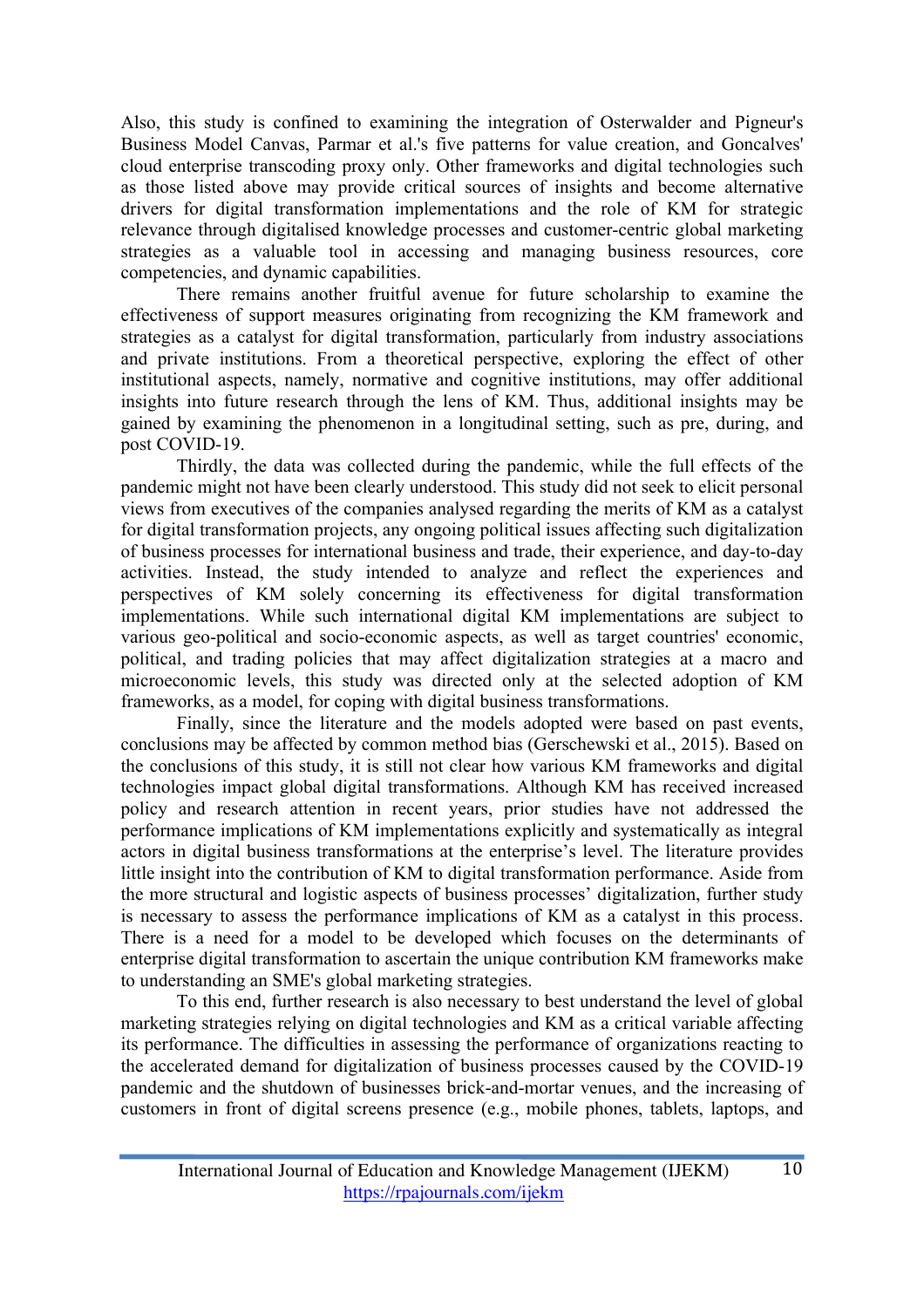Also, this study is confined to examining the integration of Osterwalder and Pigneur's Business Model Canvas, Parmar et al.'s five patterns for value creation, and Goncalves' cloud enterprise transcoding proxy only. Other frameworks and digital technologies such as those listed above may provide critical sources of insights and become alternative drivers for digital transformation implementations and the role of KM for strategic relevance through digitalised knowledge processes and customer-centric global marketing strategies as a valuable tool in accessing and managing business resources, core competencies, and dynamic capabilities.

There remains another fruitful avenue for future scholarship to examine the effectiveness of support measures originating from recognizing the KM framework and strategies as a catalyst for digital transformation, particularly from industry associations and private institutions. From a theoretical perspective, exploring the effect of other institutional aspects, namely, normative and cognitive institutions, may offer additional insights into future research through the lens of KM. Thus, additional insights may be gained by examining the phenomenon in a longitudinal setting, such as pre, during, and post COVID-19.

Thirdly, the data was collected during the pandemic, while the full effects of the pandemic might not have been clearly understood. This study did not seek to elicit personal views from executives of the companies analysed regarding the merits of KM as a catalyst for digital transformation projects, any ongoing political issues affecting such digitalization of business processes for international business and trade, their experience, and day-to-day activities. Instead, the study intended to analyze and reflect the experiences and perspectives of KM solely concerning its effectiveness for digital transformation implementations. While such international digital KM implementations are subject to various geo-political and socio-economic aspects, as well as target countries' economic, political, and trading policies that may affect digitalization strategies at a macro and microeconomic levels, this study was directed only at the selected adoption of KM frameworks, as a model, for coping with digital business transformations.

Finally, since the literature and the models adopted were based on past events, conclusions may be affected by common method bias (Gerschewski et al., 2015). Based on the conclusions of this study, it is still not clear how various KM frameworks and digital technologies impact global digital transformations. Although KM has received increased policy and research attention in recent years, prior studies have not addressed the performance implications of KM implementations explicitly and systematically as integral actors in digital business transformations at the enterprise's level. The literature provides little insight into the contribution of KM to digital transformation performance. Aside from the more structural and logistic aspects of business processes' digitalization, further study is necessary to assess the performance implications of KM as a catalyst in this process. There is a need for a model to be developed which focuses on the determinants of enterprise digital transformation to ascertain the unique contribution KM frameworks make to understanding an SME's global marketing strategies.

To this end, further research is also necessary to best understand the level of global marketing strategies relying on digital technologies and KM as a critical variable affecting its performance. The difficulties in assessing the performance of organizations reacting to the accelerated demand for digitalization of business processes caused by the COVID-19 pandemic and the shutdown of businesses brick-and-mortar venues, and the increasing of customers in front of digital screens presence (e.g., mobile phones, tablets, laptops, and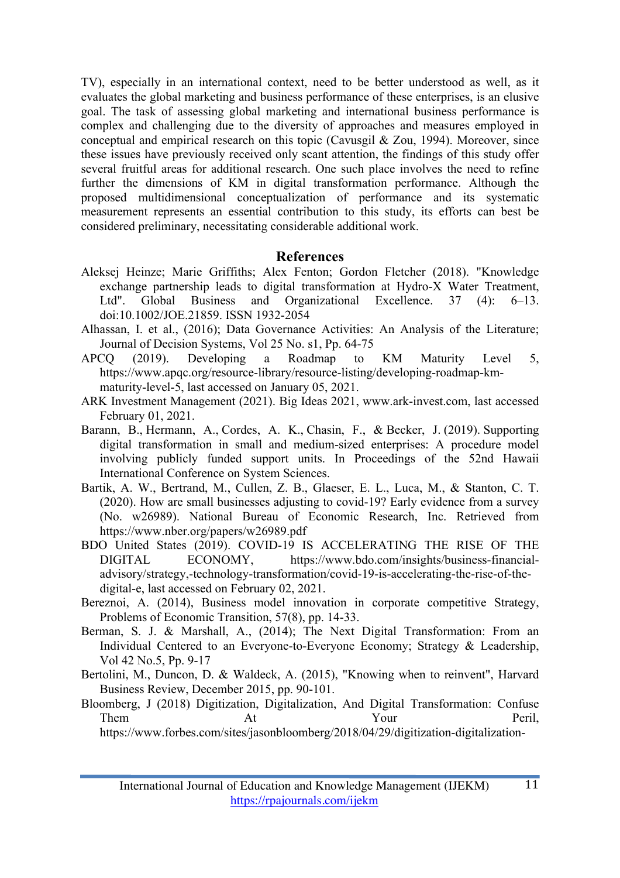TV), especially in an international context, need to be better understood as well, as it evaluates the global marketing and business performance of these enterprises, is an elusive goal. The task of assessing global marketing and international business performance is complex and challenging due to the diversity of approaches and measures employed in conceptual and empirical research on this topic (Cavusgil & Zou, 1994). Moreover, since these issues have previously received only scant attention, the findings of this study offer several fruitful areas for additional research. One such place involves the need to refine further the dimensions of KM in digital transformation performance. Although the proposed multidimensional conceptualization of performance and its systematic measurement represents an essential contribution to this study, its efforts can best be considered preliminary, necessitating considerable additional work.

## References

Aleksej Heinze; Marie Griffiths; Alex Fenton; Gordon Fletcher (2018). "Knowledge exchange partnership leads to digital transformation at Hydro-X Water Treatment, Ltd". Global Business and Organizational Excellence. 37 (4): 6–13. doi:10.1002/JOE.21859. ISSN 1932-2054

Alhassan, I. et al., (2016); Data Governance Activities: An Analysis of the Literature; Journal of Decision Systems, Vol 25 No. s1, Pp. 64-75

APCQ (2019). Developing a Roadmap to KM Maturity Level 5, https://www.apqc.org/resource-library/resource-listing/developing-roadmap-km-maturity-level-5, last accessed on January 05, 2021.

ARK Investment Management (2021). Big Ideas 2021, www.ark-invest.com, last accessed February 01, 2021.

Barann, B., Hermann, A., Cordes, A. K., Chasin, F., & Becker, J. (2019). Supporting digital transformation in small and medium-sized enterprises: A procedure model involving publicly funded support units. In Proceedings of the 52nd Hawaii International Conference on System Sciences.

Bartik, A. W., Bertrand, M., Cullen, Z. B., Glaeser, E. L., Luca, M., & Stanton, C. T. (2020). How are small businesses adjusting to covid-19? Early evidence from a survey (No. w26989). National Bureau of Economic Research, Inc. Retrieved from https://www.nber.org/papers/w26989.pdf

BDO United States (2019). COVID-19 IS ACCELERATING THE RISE OF THE DIGITAL ECONOMY, https://www.bdo.com/insights/business-financial-advisory/strategy,-technology-transformation/covid-19-is-accelerating-the-rise-of-the-digital-e, last accessed on February 02, 2021.

Bereznoi, A. (2014), Business model innovation in corporate competitive Strategy, Problems of Economic Transition, 57(8), pp. 14-33.

Berman, S. J. & Marshall, A., (2014); The Next Digital Transformation: From an Individual Centered to an Everyone-to-Everyone Economy; Strategy & Leadership, Vol 42 No.5, Pp. 9-17

Bertolini, M., Duncon, D. & Waldeck, A. (2015), "Knowing when to reinvent", Harvard Business Review, December 2015, pp. 90-101.

Bloomberg, J (2018) Digitization, Digitalization, And Digital Transformation: Confuse Them At Your Peril, https://www.forbes.com/sites/jasonbloomberg/2018/04/29/digitization-digitalization-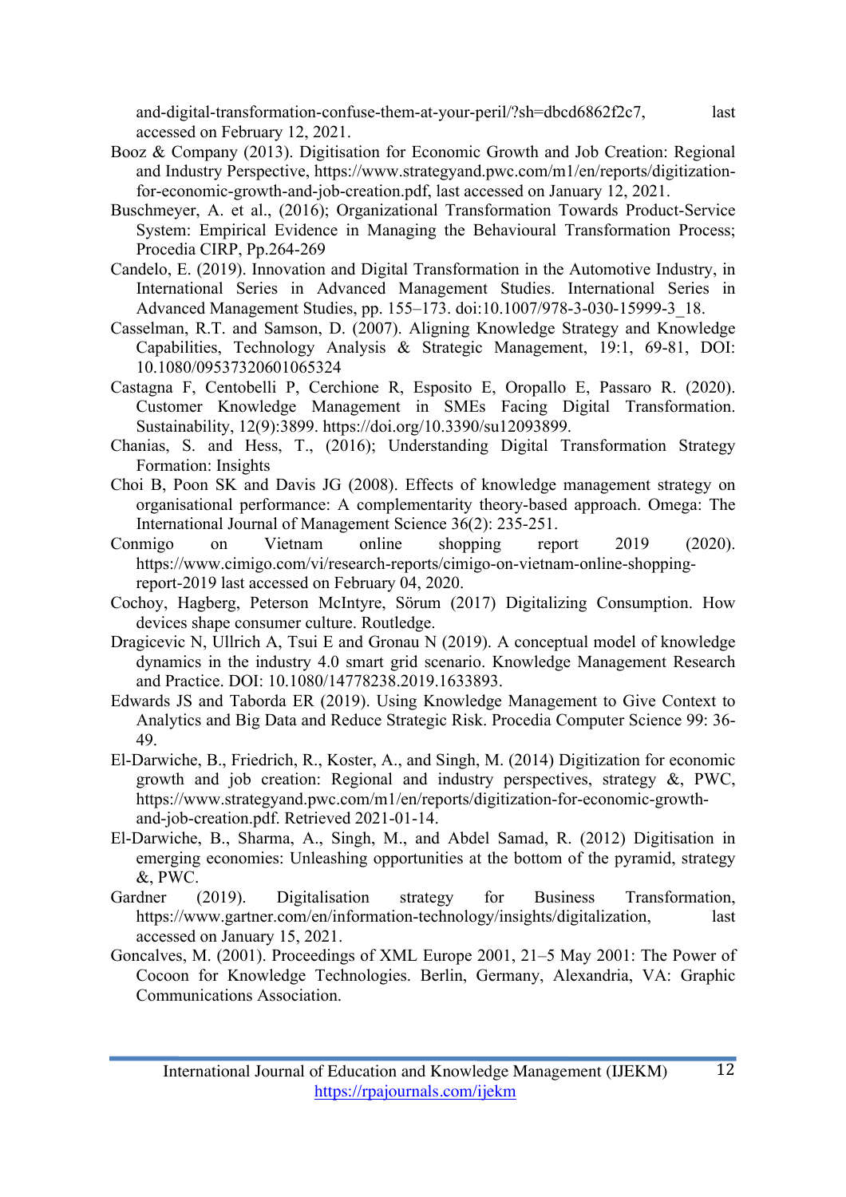and-digital-transformation-confuse-them-at-your-peril/?sh=dbcd6862f2c7, last accessed on February 12, 2021.

Booz & Company (2013). Digitisation for Economic Growth and Job Creation: Regional and Industry Perspective, https://www.strategyand.pwc.com/m1/en/reports/digitization-for-economic-growth-and-job-creation.pdf, last accessed on January 12, 2021.

Buschmeyer, A. et al., (2016); Organizational Transformation Towards Product-Service System: Empirical Evidence in Managing the Behavioural Transformation Process; Procedia CIRP, Pp.264-269

Candelo, E. (2019). Innovation and Digital Transformation in the Automotive Industry, in International Series in Advanced Management Studies. International Series in Advanced Management Studies, pp. 155–173. doi:10.1007/978-3-030-15999-3_18.

Casselman, R.T. and Samson, D. (2007). Aligning Knowledge Strategy and Knowledge Capabilities, Technology Analysis & Strategic Management, 19:1, 69-81, DOI: 10.1080/09537320601065324

Castagna F, Centobelli P, Cerchione R, Esposito E, Oropallo E, Passaro R. (2020). Customer Knowledge Management in SMEs Facing Digital Transformation. Sustainability, 12(9):3899. https://doi.org/10.3390/su12093899.

Chanias, S. and Hess, T., (2016); Understanding Digital Transformation Strategy Formation: Insights

Choi B, Poon SK and Davis JG (2008). Effects of knowledge management strategy on organisational performance: A complementarity theory-based approach. Omega: The International Journal of Management Science 36(2): 235-251.

Conmigo on Vietnam online shopping report 2019 (2020). https://www.cimigo.com/vi/research-reports/cimigo-on-vietnam-online-shopping-report-2019 last accessed on February 04, 2020.

Cochoy, Hagberg, Peterson McIntyre, Sörum (2017) Digitalizing Consumption. How devices shape consumer culture. Routledge.

Dragicevic N, Ullrich A, Tsui E and Gronau N (2019). A conceptual model of knowledge dynamics in the industry 4.0 smart grid scenario. Knowledge Management Research and Practice. DOI: 10.1080/14778238.2019.1633893.

Edwards JS and Taborda ER (2019). Using Knowledge Management to Give Context to Analytics and Big Data and Reduce Strategic Risk. Procedia Computer Science 99: 36-49.

El-Darwiche, B., Friedrich, R., Koster, A., and Singh, M. (2014) Digitization for economic growth and job creation: Regional and industry perspectives, strategy &, PWC, https://www.strategyand.pwc.com/m1/en/reports/digitization-for-economic-growth-and-job-creation.pdf. Retrieved 2021-01-14.

El-Darwiche, B., Sharma, A., Singh, M., and Abdel Samad, R. (2012) Digitisation in emerging economies: Unleashing opportunities at the bottom of the pyramid, strategy &, PWC.

Gardner (2019). Digitalisation strategy for Business Transformation, https://www.gartner.com/en/information-technology/insights/digitalization, last accessed on January 15, 2021.

Goncalves, M. (2001). Proceedings of XML Europe 2001, 21–5 May 2001: The Power of Cocoon for Knowledge Technologies. Berlin, Germany, Alexandria, VA: Graphic Communications Association.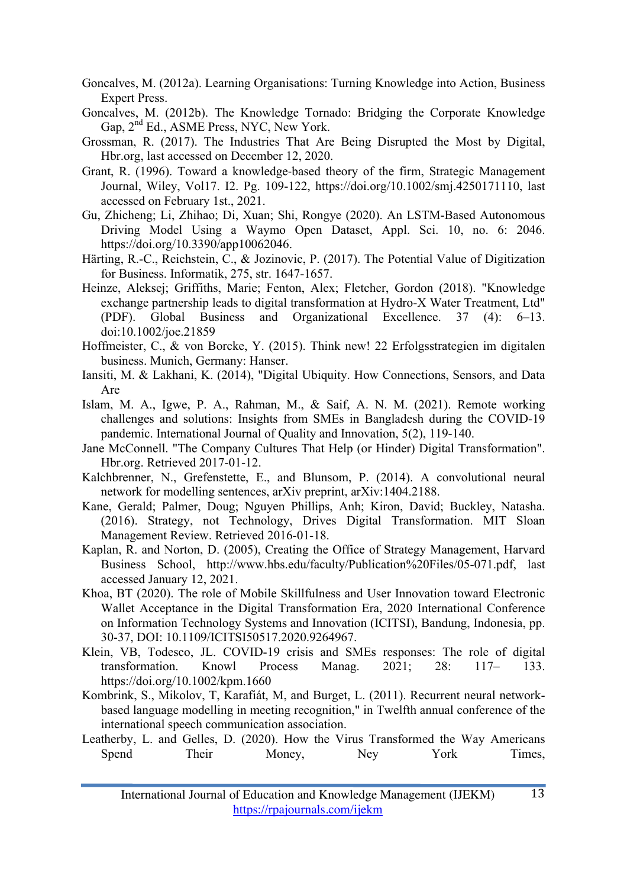Goncalves, M. (2012a). Learning Organisations: Turning Knowledge into Action, Business Expert Press.

Goncalves, M. (2012b). The Knowledge Tornado: Bridging the Corporate Knowledge Gap, 2nd Ed., ASME Press, NYC, New York.

Grossman, R. (2017). The Industries That Are Being Disrupted the Most by Digital, Hbr.org, last accessed on December 12, 2020.

Grant, R. (1996). Toward a knowledge-based theory of the firm, Strategic Management Journal, Wiley, Vol17. I2. Pg. 109-122, https://doi.org/10.1002/smj.4250171110, last accessed on February 1st., 2021.

Gu, Zhicheng; Li, Zhihao; Di, Xuan; Shi, Rongye (2020). An LSTM-Based Autonomous Driving Model Using a Waymo Open Dataset, Appl. Sci. 10, no. 6: 2046. https://doi.org/10.3390/app10062046.

Härting, R.-C., Reichstein, C., & Jozinovic, P. (2017). The Potential Value of Digitization for Business. Informatik, 275, str. 1647-1657.

Heinze, Aleksej; Griffiths, Marie; Fenton, Alex; Fletcher, Gordon (2018). "Knowledge exchange partnership leads to digital transformation at Hydro-X Water Treatment, Ltd" (PDF). Global Business and Organizational Excellence. 37 (4): 6–13. doi:10.1002/joe.21859

Hoffmeister, C., & von Borcke, Y. (2015). Think new! 22 Erfolgsstrategien im digitalen business. Munich, Germany: Hanser.

Iansiti, M. & Lakhani, K. (2014), "Digital Ubiquity. How Connections, Sensors, and Data Are

Islam, M. A., Igwe, P. A., Rahman, M., & Saif, A. N. M. (2021). Remote working challenges and solutions: Insights from SMEs in Bangladesh during the COVID-19 pandemic. International Journal of Quality and Innovation, 5(2), 119-140.

Jane McConnell. "The Company Cultures That Help (or Hinder) Digital Transformation". Hbr.org. Retrieved 2017-01-12.

Kalchbrenner, N., Grefenstette, E., and Blunsom, P. (2014). A convolutional neural network for modelling sentences, arXiv preprint, arXiv:1404.2188.

Kane, Gerald; Palmer, Doug; Nguyen Phillips, Anh; Kiron, David; Buckley, Natasha. (2016). Strategy, not Technology, Drives Digital Transformation. MIT Sloan Management Review. Retrieved 2016-01-18.

Kaplan, R. and Norton, D. (2005), Creating the Office of Strategy Management, Harvard Business School, http://www.hbs.edu/faculty/Publication%20Files/05-071.pdf, last accessed January 12, 2021.

Khoa, BT (2020). The role of Mobile Skillfulness and User Innovation toward Electronic Wallet Acceptance in the Digital Transformation Era, 2020 International Conference on Information Technology Systems and Innovation (ICITSI), Bandung, Indonesia, pp. 30-37, DOI: 10.1109/ICITSI50517.2020.9264967.

Klein, VB, Todesco, JL. COVID-19 crisis and SMEs responses: The role of digital transformation. Knowl Process Manag. 2021; 28: 117– 133. https://doi.org/10.1002/kpm.1660

Kombrink, S., Mikolov, T, Karafiát, M, and Burget, L. (2011). Recurrent neural network-based language modelling in meeting recognition," in Twelfth annual conference of the international speech communication association.

Leatherby, L. and Gelles, D. (2020). How the Virus Transformed the Way Americans Spend Their Money, Ney York Times,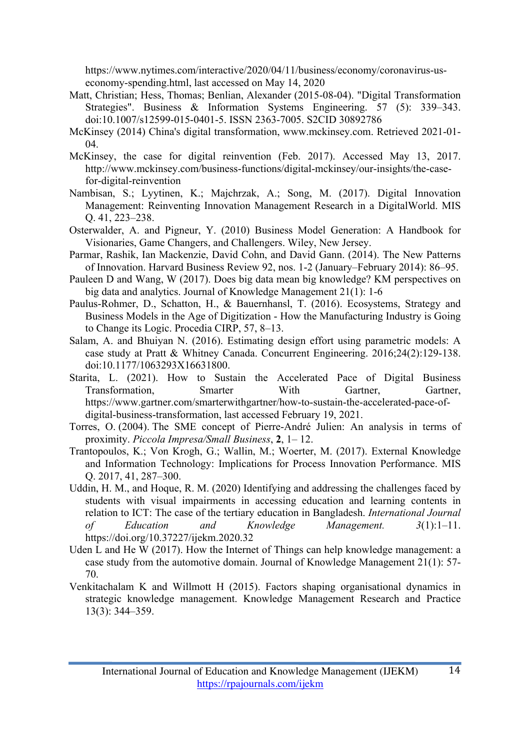https://www.nytimes.com/interactive/2020/04/11/business/economy/coronavirus-us-economy-spending.html, last accessed on May 14, 2020

Matt, Christian; Hess, Thomas; Benlian, Alexander (2015-08-04). "Digital Transformation Strategies". Business & Information Systems Engineering. 57 (5): 339–343. doi:10.1007/s12599-015-0401-5. ISSN 2363-7005. S2CID 30892786

McKinsey (2014) China's digital transformation, www.mckinsey.com. Retrieved 2021-01-04.

McKinsey, the case for digital reinvention (Feb. 2017). Accessed May 13, 2017. http://www.mckinsey.com/business-functions/digital-mckinsey/our-insights/the-case-for-digital-reinvention

Nambisan, S.; Lyytinen, K.; Majchrzak, A.; Song, M. (2017). Digital Innovation Management: Reinventing Innovation Management Research in a DigitalWorld. MIS Q. 41, 223–238.

Osterwalder, A. and Pigneur, Y. (2010) Business Model Generation: A Handbook for Visionaries, Game Changers, and Challengers. Wiley, New Jersey.

Parmar, Rashik, Ian Mackenzie, David Cohn, and David Gann. (2014). The New Patterns of Innovation. Harvard Business Review 92, nos. 1-2 (January–February 2014): 86–95.

Pauleen D and Wang, W (2017). Does big data mean big knowledge? KM perspectives on big data and analytics. Journal of Knowledge Management 21(1): 1-6

Paulus-Rohmer, D., Schatton, H., & Bauernhansl, T. (2016). Ecosystems, Strategy and Business Models in the Age of Digitization - How the Manufacturing Industry is Going to Change its Logic. Procedia CIRP, 57, 8–13.

Salam, A. and Bhuiyan N. (2016). Estimating design effort using parametric models: A case study at Pratt & Whitney Canada. Concurrent Engineering. 2016;24(2):129-138. doi:10.1177/1063293X16631800.

Starita, L. (2021). How to Sustain the Accelerated Pace of Digital Business Transformation, Smarter With Gartner, Gartner, https://www.gartner.com/smarterwithgartner/how-to-sustain-the-accelerated-pace-of-digital-business-transformation, last accessed February 19, 2021.

Torres, O. (2004). The SME concept of Pierre-André Julien: An analysis in terms of proximity. *Piccola Impresa/Small Business*, **2**, 1– 12.

Trantopoulos, K.; Von Krogh, G.; Wallin, M.; Woerter, M. (2017). External Knowledge and Information Technology: Implications for Process Innovation Performance. MIS Q. 2017, 41, 287–300.

Uddin, H. M., and Hoque, R. M. (2020) Identifying and addressing the challenges faced by students with visual impairments in accessing education and learning contents in relation to ICT: The case of the tertiary education in Bangladesh. *International Journal of Education and Knowledge Management.* *3*(1):1–11. https://doi.org/10.37227/ijekm.2020.32

Uden L and He W (2017). How the Internet of Things can help knowledge management: a case study from the automotive domain. Journal of Knowledge Management 21(1): 57-70.

Venkitachalam K and Willmott H (2015). Factors shaping organisational dynamics in strategic knowledge management. Knowledge Management Research and Practice 13(3): 344–359.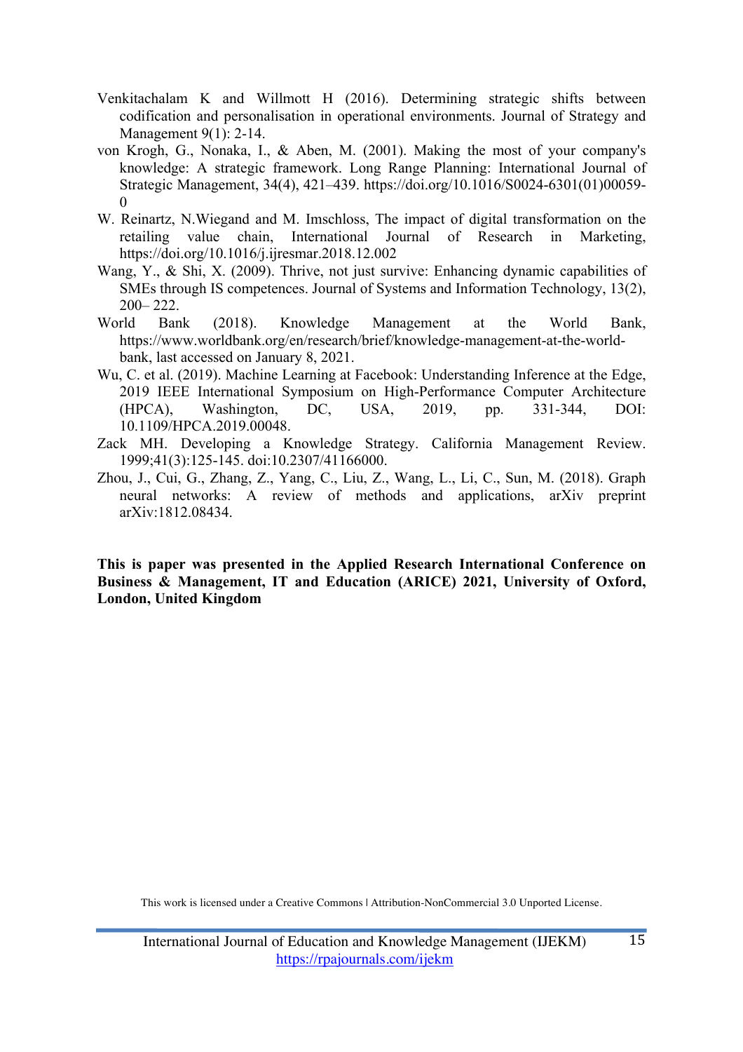Venkitachalam K and Willmott H (2016). Determining strategic shifts between codification and personalisation in operational environments. Journal of Strategy and Management 9(1): 2-14.

von Krogh, G., Nonaka, I., & Aben, M. (2001). Making the most of your company's knowledge: A strategic framework. Long Range Planning: International Journal of Strategic Management, 34(4), 421–439. https://doi.org/10.1016/S0024-6301(01)00059-0

W. Reinartz, N.Wiegand and M. Imschloss, The impact of digital transformation on the retailing value chain, International Journal of Research in Marketing, https://doi.org/10.1016/j.ijresmar.2018.12.002

Wang, Y., & Shi, X. (2009). Thrive, not just survive: Enhancing dynamic capabilities of SMEs through IS competences. Journal of Systems and Information Technology, 13(2), 200– 222.

World Bank (2018). Knowledge Management at the World Bank, https://www.worldbank.org/en/research/brief/knowledge-management-at-the-world-bank, last accessed on January 8, 2021.

Wu, C. et al. (2019). Machine Learning at Facebook: Understanding Inference at the Edge, 2019 IEEE International Symposium on High-Performance Computer Architecture (HPCA), Washington, DC, USA, 2019, pp. 331-344, DOI: 10.1109/HPCA.2019.00048.

Zack MH. Developing a Knowledge Strategy. California Management Review. 1999;41(3):125-145. doi:10.2307/41166000.

Zhou, J., Cui, G., Zhang, Z., Yang, C., Liu, Z., Wang, L., Li, C., Sun, M. (2018). Graph neural networks: A review of methods and applications, arXiv preprint arXiv:1812.08434.

**This is paper was presented in the Applied Research International Conference on Business & Management, IT and Education (ARICE) 2021, University of Oxford, London, United Kingdom**

This work is licensed under a Creative Commons | Attribution-NonCommercial 3.0 Unported License.